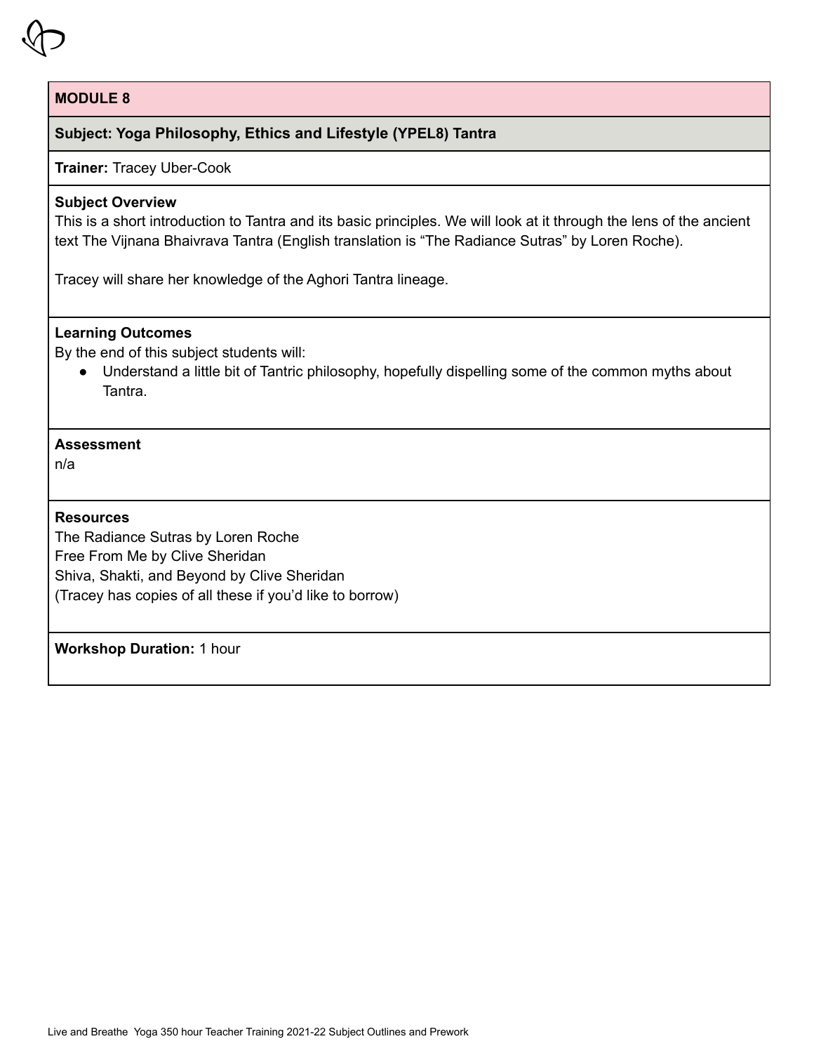## MODULE 8

### Subject: Yoga Philosophy, Ethics and Lifestyle (YPEL8) Tantra

**Trainer:** Tracey Uber-Cook

**Subject Overview**

This is a short introduction to Tantra and its basic principles. We will look at it through the lens of the ancient text The Vijnana Bhaivrava Tantra (English translation is "The Radiance Sutras" by Loren Roche).

Tracey will share her knowledge of the Aghori Tantra lineage.

**Learning Outcomes**

By the end of this subject students will:

- Understand a little bit of Tantric philosophy, hopefully dispelling some of the common myths about Tantra.

**Assessment**

n/a

**Resources**

The Radiance Sutras by Loren Roche
Free From Me by Clive Sheridan
Shiva, Shakti, and Beyond by Clive Sheridan
(Tracey has copies of all these if you'd like to borrow)

**Workshop Duration:** 1 hour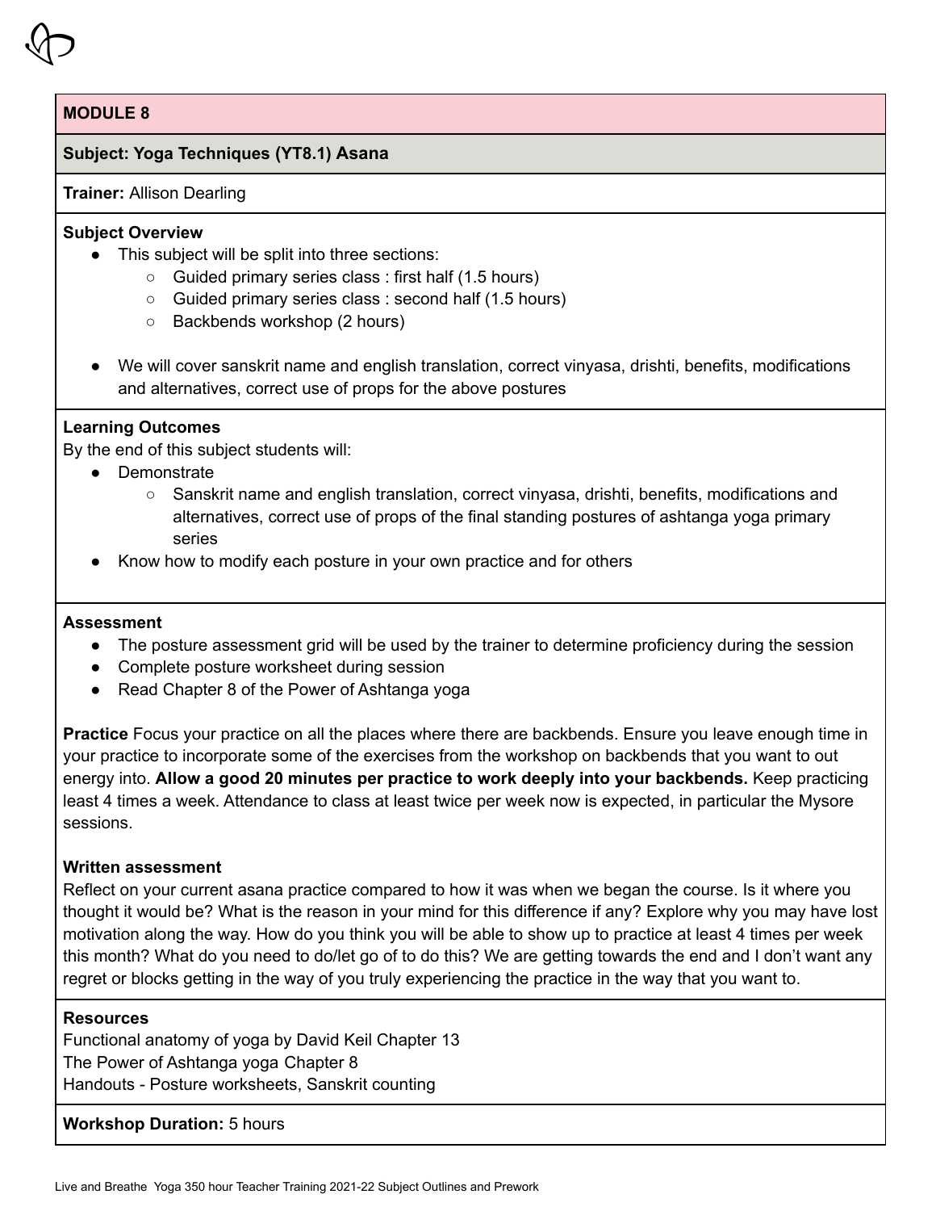## MODULE 8

**Subject: Yoga Techniques (YT8.1) Asana**

**Trainer:** Allison Dearling

**Subject Overview**

- This subject will be split into three sections:
  - Guided primary series class : first half (1.5 hours)
  - Guided primary series class : second half (1.5 hours)
  - Backbends workshop (2 hours)

- We will cover sanskrit name and english translation, correct vinyasa, drishti, benefits, modifications and alternatives, correct use of props for the above postures

**Learning Outcomes**

By the end of this subject students will:

- Demonstrate
  - Sanskrit name and english translation, correct vinyasa, drishti, benefits, modifications and alternatives, correct use of props of the final standing postures of ashtanga yoga primary series
- Know how to modify each posture in your own practice and for others

**Assessment**

- The posture assessment grid will be used by the trainer to determine proficiency during the session
- Complete posture worksheet during session
- Read Chapter 8 of the Power of Ashtanga yoga

**Practice** Focus your practice on all the places where there are backbends. Ensure you leave enough time in your practice to incorporate some of the exercises from the workshop on backbends that you want to out energy into. **Allow a good 20 minutes per practice to work deeply into your backbends.** Keep practicing least 4 times a week. Attendance to class at least twice per week now is expected, in particular the Mysore sessions.

**Written assessment**

Reflect on your current asana practice compared to how it was when we began the course. Is it where you thought it would be? What is the reason in your mind for this difference if any? Explore why you may have lost motivation along the way. How do you think you will be able to show up to practice at least 4 times per week this month? What do you need to do/let go of to do this? We are getting towards the end and I don't want any regret or blocks getting in the way of you truly experiencing the practice in the way that you want to.

**Resources**

Functional anatomy of yoga by David Keil Chapter 13
The Power of Ashtanga yoga Chapter 8
Handouts - Posture worksheets, Sanskrit counting

**Workshop Duration:** 5 hours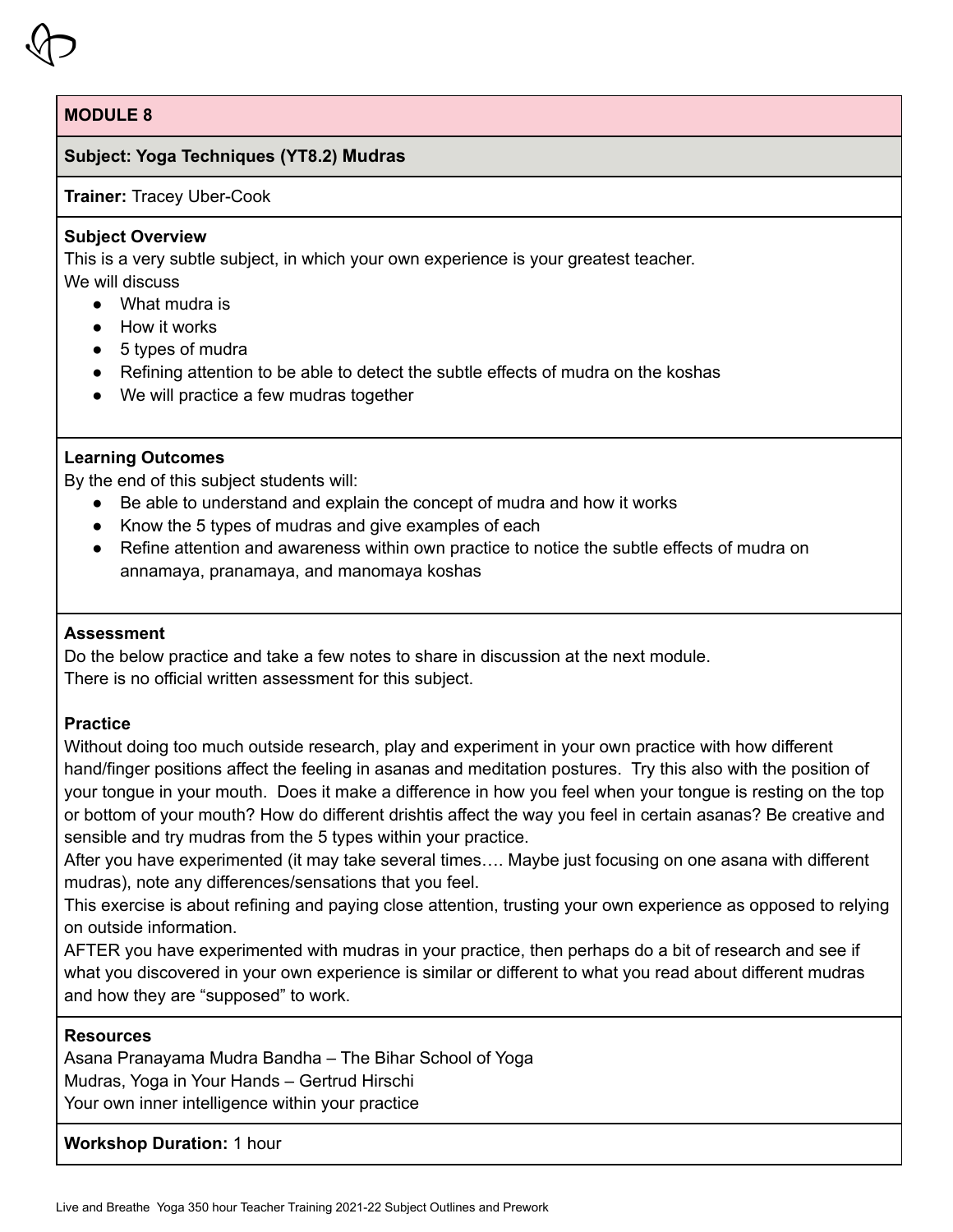## MODULE 8

**Subject: Yoga Techniques (YT8.2) Mudras**

**Trainer:** Tracey Uber-Cook

**Subject Overview**

This is a very subtle subject, in which your own experience is your greatest teacher.
We will discuss

- What mudra is
- How it works
- 5 types of mudra
- Refining attention to be able to detect the subtle effects of mudra on the koshas
- We will practice a few mudras together

**Learning Outcomes**

By the end of this subject students will:

- Be able to understand and explain the concept of mudra and how it works
- Know the 5 types of mudras and give examples of each
- Refine attention and awareness within own practice to notice the subtle effects of mudra on annamaya, pranamaya, and manomaya koshas

**Assessment**

Do the below practice and take a few notes to share in discussion at the next module.
There is no official written assessment for this subject.

**Practice**

Without doing too much outside research, play and experiment in your own practice with how different hand/finger positions affect the feeling in asanas and meditation postures. Try this also with the position of your tongue in your mouth. Does it make a difference in how you feel when your tongue is resting on the top or bottom of your mouth? How do different drishtis affect the way you feel in certain asanas? Be creative and sensible and try mudras from the 5 types within your practice.
After you have experimented (it may take several times…. Maybe just focusing on one asana with different mudras), note any differences/sensations that you feel.
This exercise is about refining and paying close attention, trusting your own experience as opposed to relying on outside information.
AFTER you have experimented with mudras in your practice, then perhaps do a bit of research and see if what you discovered in your own experience is similar or different to what you read about different mudras and how they are "supposed" to work.

**Resources**

Asana Pranayama Mudra Bandha – The Bihar School of Yoga
Mudras, Yoga in Your Hands – Gertrud Hirschi
Your own inner intelligence within your practice

**Workshop Duration:** 1 hour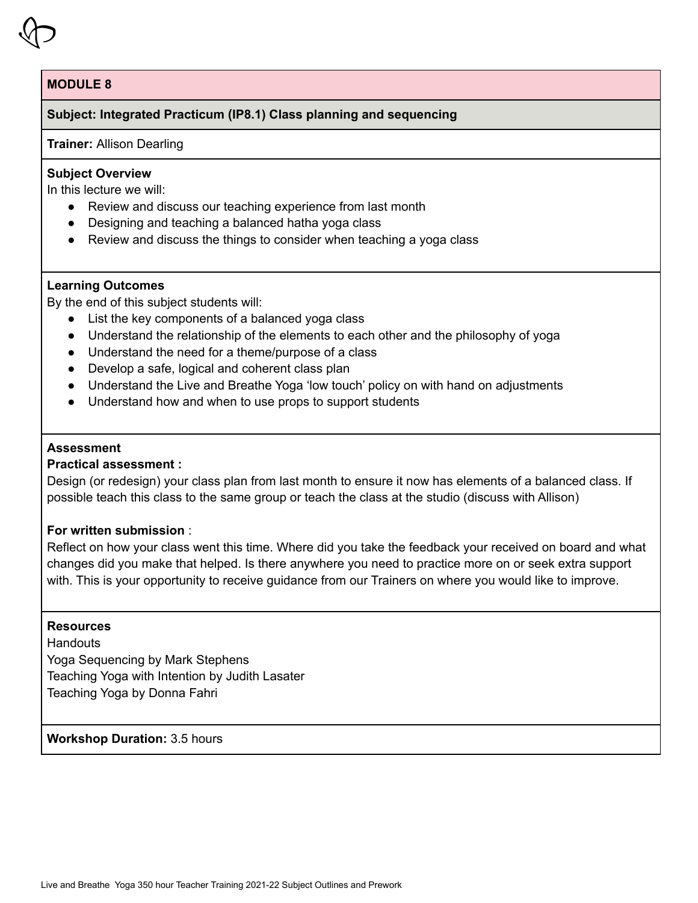## MODULE 8

**Subject: Integrated Practicum (IP8.1) Class planning and sequencing**

**Trainer:** Allison Dearling

**Subject Overview**
In this lecture we will:

- Review and discuss our teaching experience from last month
- Designing and teaching a balanced hatha yoga class
- Review and discuss the things to consider when teaching a yoga class

**Learning Outcomes**
By the end of this subject students will:

- List the key components of a balanced yoga class
- Understand the relationship of the elements to each other and the philosophy of yoga
- Understand the need for a theme/purpose of a class
- Develop a safe, logical and coherent class plan
- Understand the Live and Breathe Yoga 'low touch' policy on with hand on adjustments
- Understand how and when to use props to support students

**Assessment**
**Practical assessment :**
Design (or redesign) your class plan from last month to ensure it now has elements of a balanced class. If possible teach this class to the same group or teach the class at the studio (discuss with Allison)

**For written submission** :
Reflect on how your class went this time. Where did you take the feedback your received on board and what changes did you make that helped. Is there anywhere you need to practice more on or seek extra support with. This is your opportunity to receive guidance from our Trainers on where you would like to improve.

**Resources**
Handouts
Yoga Sequencing by Mark Stephens
Teaching Yoga with Intention by Judith Lasater
Teaching Yoga by Donna Fahri

**Workshop Duration:** 3.5 hours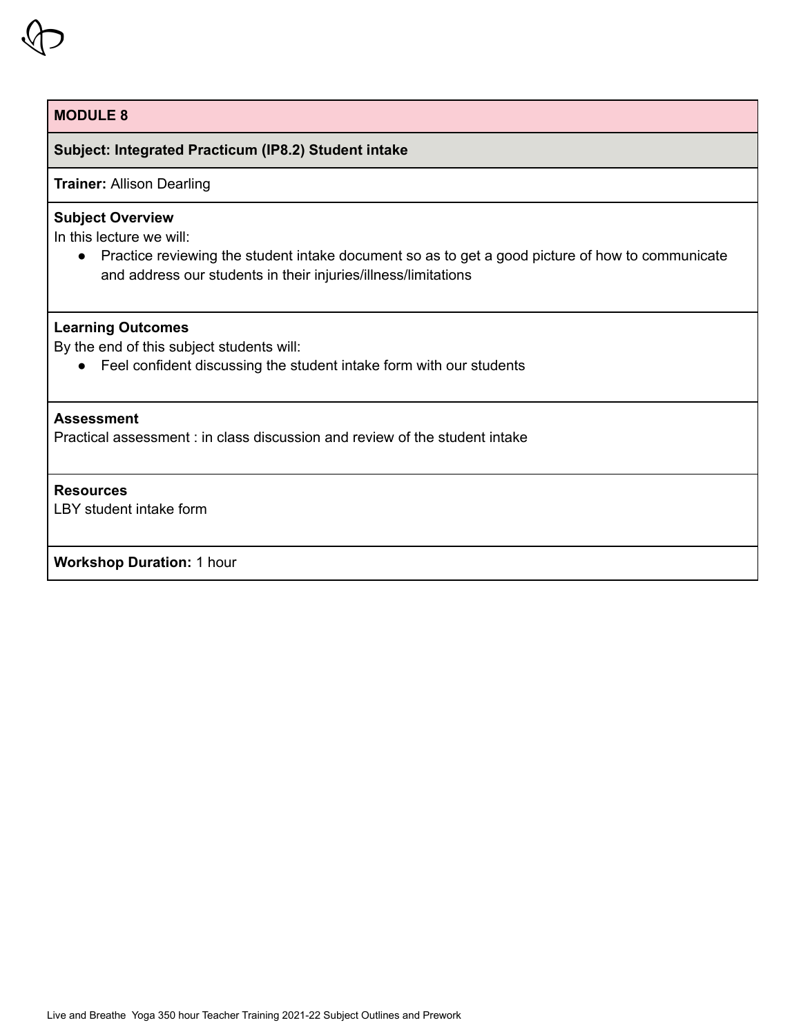## MODULE 8

### Subject: Integrated Practicum (IP8.2) Student intake

**Trainer:** Allison Dearling

**Subject Overview**

In this lecture we will:

- Practice reviewing the student intake document so as to get a good picture of how to communicate and address our students in their injuries/illness/limitations

**Learning Outcomes**

By the end of this subject students will:

- Feel confident discussing the student intake form with our students

**Assessment**

Practical assessment : in class discussion and review of the student intake

**Resources**

LBY student intake form

**Workshop Duration:** 1 hour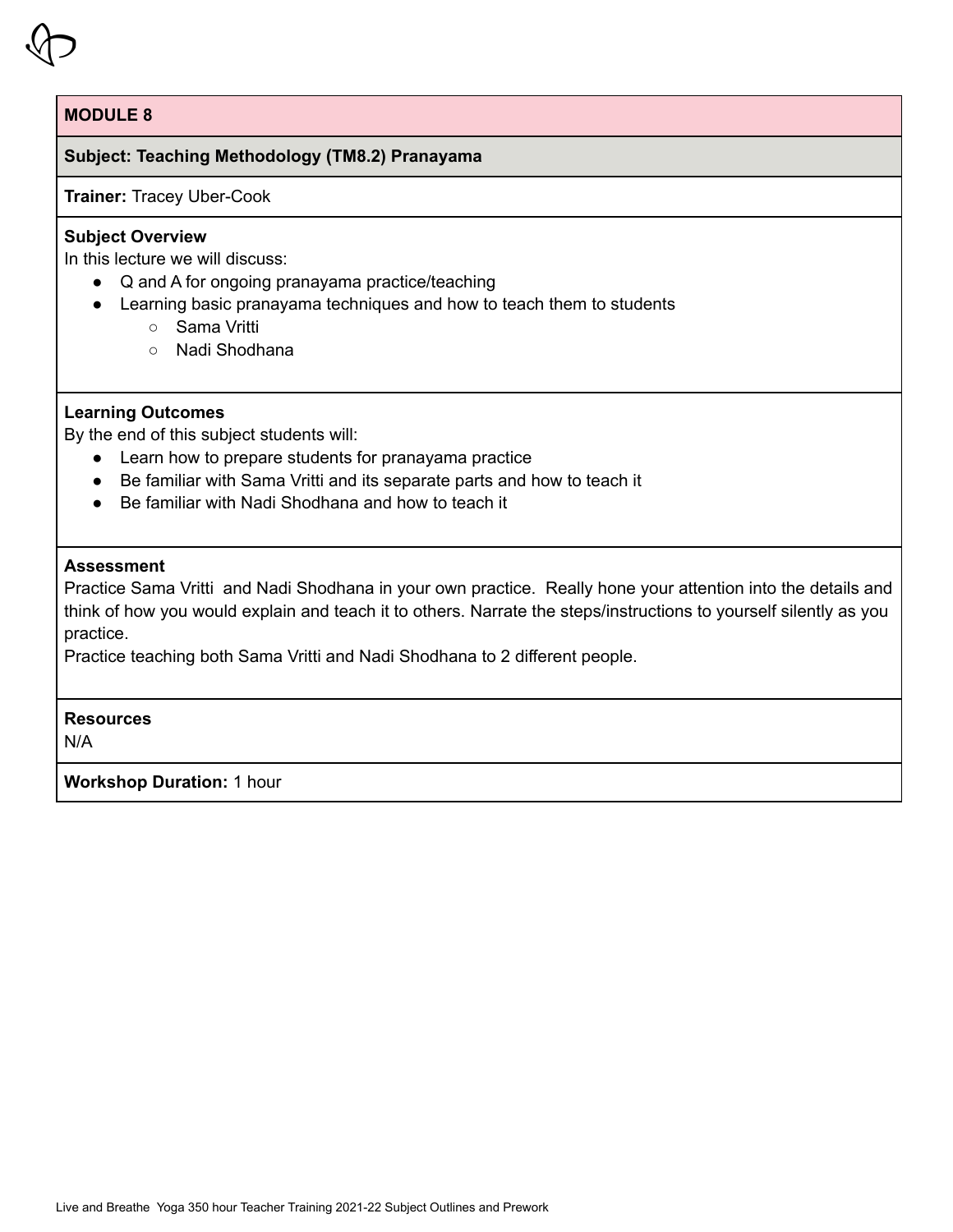## MODULE 8

**Subject: Teaching Methodology (TM8.2) Pranayama**

**Trainer:** Tracey Uber-Cook

**Subject Overview**

In this lecture we will discuss:

- Q and A for ongoing pranayama practice/teaching
- Learning basic pranayama techniques and how to teach them to students
  - Sama Vritti
  - Nadi Shodhana

**Learning Outcomes**

By the end of this subject students will:

- Learn how to prepare students for pranayama practice
- Be familiar with Sama Vritti and its separate parts and how to teach it
- Be familiar with Nadi Shodhana and how to teach it

**Assessment**

Practice Sama Vritti and Nadi Shodhana in your own practice. Really hone your attention into the details and think of how you would explain and teach it to others. Narrate the steps/instructions to yourself silently as you practice.

Practice teaching both Sama Vritti and Nadi Shodhana to 2 different people.

**Resources**

N/A

**Workshop Duration:** 1 hour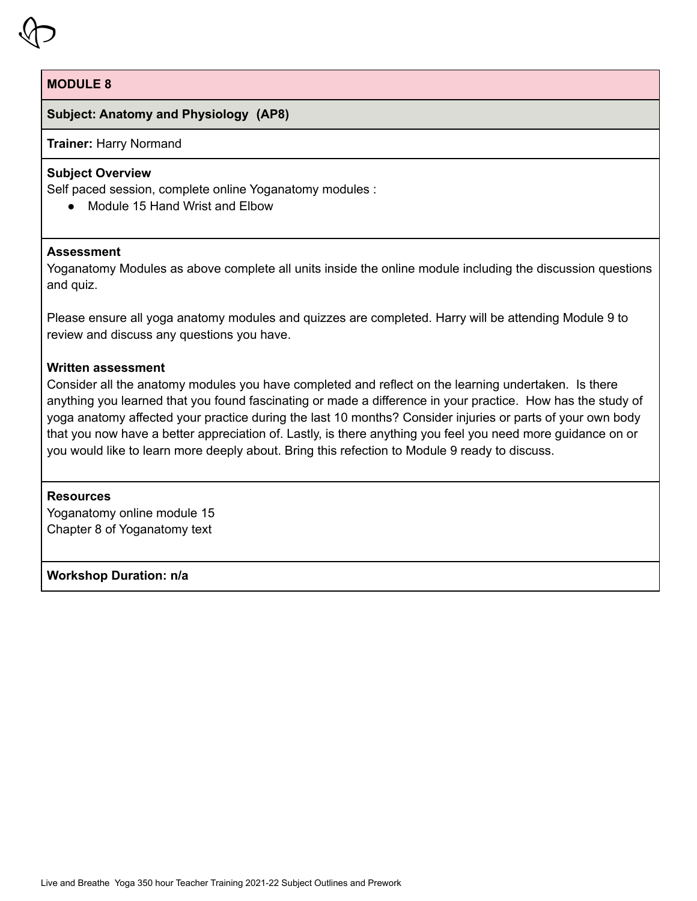## MODULE 8

**Subject: Anatomy and Physiology (AP8)**

**Trainer:** Harry Normand

**Subject Overview**

Self paced session, complete online Yoganatomy modules :

- Module 15 Hand Wrist and Elbow

**Assessment**

Yoganatomy Modules as above complete all units inside the online module including the discussion questions and quiz.

Please ensure all yoga anatomy modules and quizzes are completed. Harry will be attending Module 9 to review and discuss any questions you have.

**Written assessment**

Consider all the anatomy modules you have completed and reflect on the learning undertaken. Is there anything you learned that you found fascinating or made a difference in your practice. How has the study of yoga anatomy affected your practice during the last 10 months? Consider injuries or parts of your own body that you now have a better appreciation of. Lastly, is there anything you feel you need more guidance on or you would like to learn more deeply about. Bring this refection to Module 9 ready to discuss.

**Resources**

Yoganatomy online module 15

Chapter 8 of Yoganatomy text

**Workshop Duration: n/a**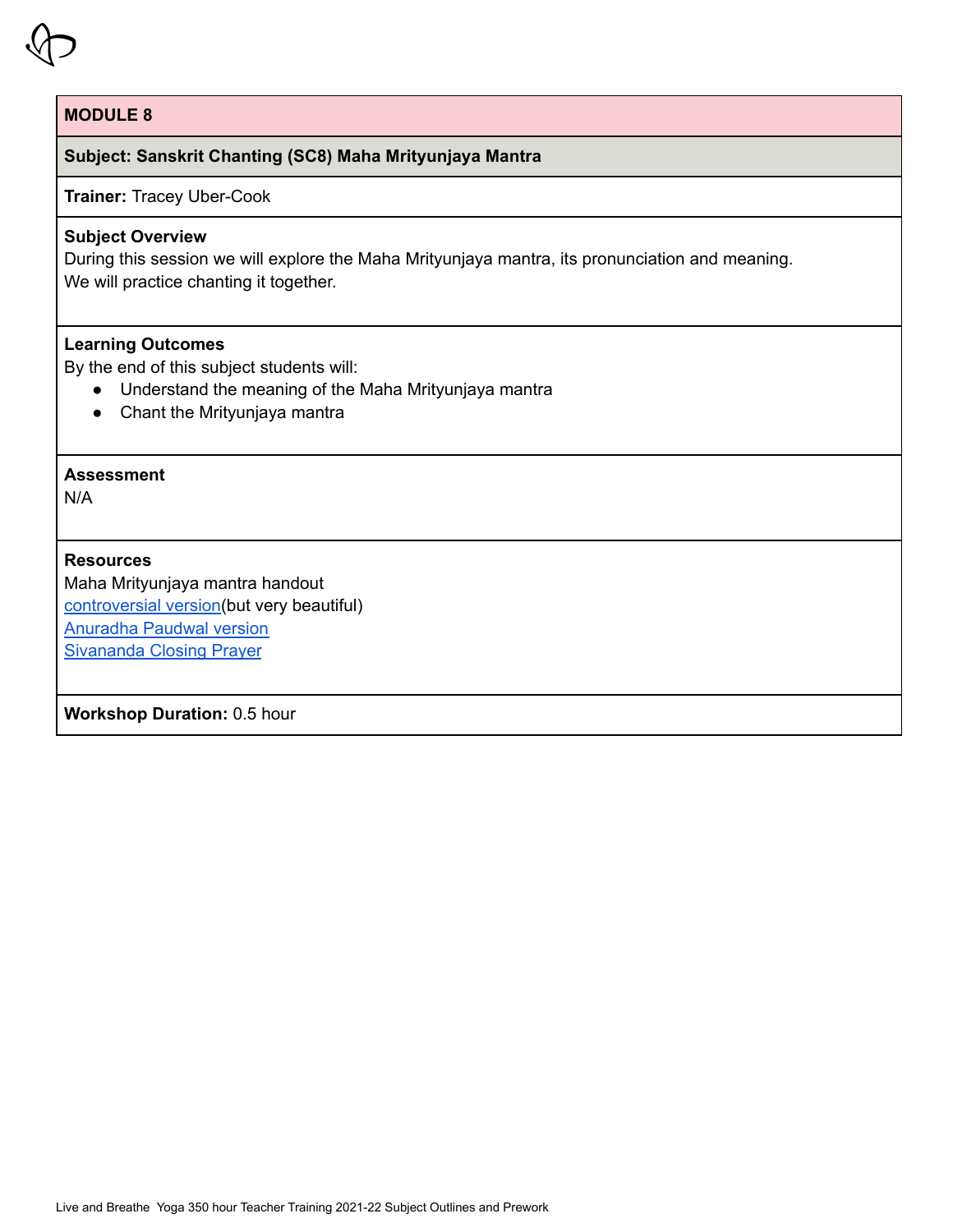## MODULE 8

**Subject: Sanskrit Chanting (SC8) Maha Mrityunjaya Mantra**

**Trainer:** Tracey Uber-Cook

**Subject Overview**

During this session we will explore the Maha Mrityunjaya mantra, its pronunciation and meaning.
We will practice chanting it together.

**Learning Outcomes**

By the end of this subject students will:

- Understand the meaning of the Maha Mrityunjaya mantra
- Chant the Mrityunjaya mantra

**Assessment**

N/A

**Resources**

Maha Mrityunjaya mantra handout
controversial version(but very beautiful)
Anuradha Paudwal version
Sivananda Closing Prayer

**Workshop Duration:** 0.5 hour